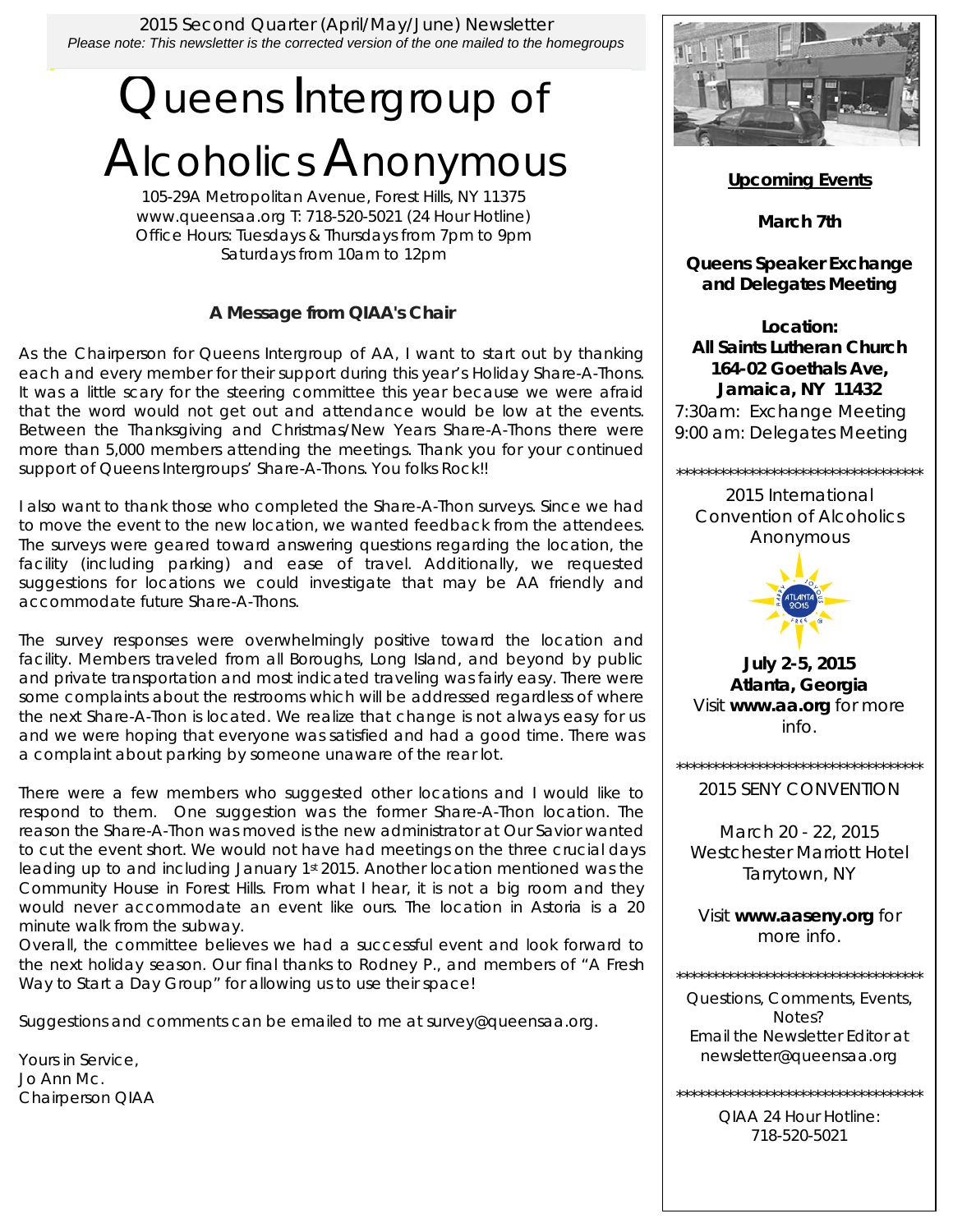2015 Second Quarter (April/May/June) Newsletter

*Please note: This newsletter is the corrected version of the one mailed to the homegroups*

# Queens Intergroup of Alcoholics Anonymous

105-29A Metropolitan Avenue, Forest Hills, NY 11375
www.queensaa.org T: 718-520-5021 (24 Hour Hotline)
Office Hours: Tuesdays & Thursdays from 7pm to 9pm
Saturdays from 10am to 12pm

### A Message from QIAA's Chair

As the Chairperson for Queens Intergroup of AA, I want to start out by thanking each and every member for their support during this year's Holiday Share-A-Thons. It was a little scary for the steering committee this year because we were afraid that the word would not get out and attendance would be low at the events. Between the Thanksgiving and Christmas/New Years Share-A-Thons there were more than 5,000 members attending the meetings. Thank you for your continued support of Queens Intergroups' Share-A-Thons. You folks Rock!!

I also want to thank those who completed the Share-A-Thon surveys. Since we had to move the event to the new location, we wanted feedback from the attendees. The surveys were geared toward answering questions regarding the location, the facility (including parking) and ease of travel. Additionally, we requested suggestions for locations we could investigate that may be AA friendly and accommodate future Share-A-Thons.

The survey responses were overwhelmingly positive toward the location and facility. Members traveled from all Boroughs, Long Island, and beyond by public and private transportation and most indicated traveling was fairly easy. There were some complaints about the restrooms which will be addressed regardless of where the next Share-A-Thon is located. We realize that change is not always easy for us and we were hoping that everyone was satisfied and had a good time. There was a complaint about parking by someone unaware of the rear lot.

There were a few members who suggested other locations and I would like to respond to them. One suggestion was the former Share-A-Thon location. The reason the Share-A-Thon was moved is the new administrator at Our Savior wanted to cut the event short. We would not have had meetings on the three crucial days leading up to and including January 1st 2015. Another location mentioned was the Community House in Forest Hills. From what I hear, it is not a big room and they would never accommodate an event like ours. The location in Astoria is a 20 minute walk from the subway.

Overall, the committee believes we had a successful event and look forward to the next holiday season. Our final thanks to Rodney P., and members of "A Fresh Way to Start a Day Group" for allowing us to use their space!

Suggestions and comments can be emailed to me at survey@queensaa.org.

Yours in Service,
Jo Ann Mc.
Chairperson QIAA

### Upcoming Events

**March 7th**

**Queens Speaker Exchange and Delegates Meeting**

**Location:**
**All Saints Lutheran Church**
**164-02 Goethals Ave,**
**Jamaica, NY 11432**
7:30am: Exchange Meeting
9:00 am: Delegates Meeting

\*\*\*\*\*\*\*\*\*\*\*\*\*\*\*\*\*\*\*\*\*\*\*\*\*\*\*\*\*\*\*\*\*\*

2015 International Convention of Alcoholics Anonymous

**July 2-5, 2015**
**Atlanta, Georgia**
Visit **www.aa.org** for more info.

\*\*\*\*\*\*\*\*\*\*\*\*\*\*\*\*\*\*\*\*\*\*\*\*\*\*\*\*\*\*\*\*\*\*

2015 SENY CONVENTION

March 20 - 22, 2015
Westchester Marriott Hotel
Tarrytown, NY

Visit **www.aaseny.org** for more info.

\*\*\*\*\*\*\*\*\*\*\*\*\*\*\*\*\*\*\*\*\*\*\*\*\*\*\*\*\*\*\*\*\*\*

Questions, Comments, Events, Notes?
Email the Newsletter Editor at newsletter@queensaa.org

\*\*\*\*\*\*\*\*\*\*\*\*\*\*\*\*\*\*\*\*\*\*\*\*\*\*\*\*\*\*\*\*\*\*

QIAA 24 Hour Hotline:
718-520-5021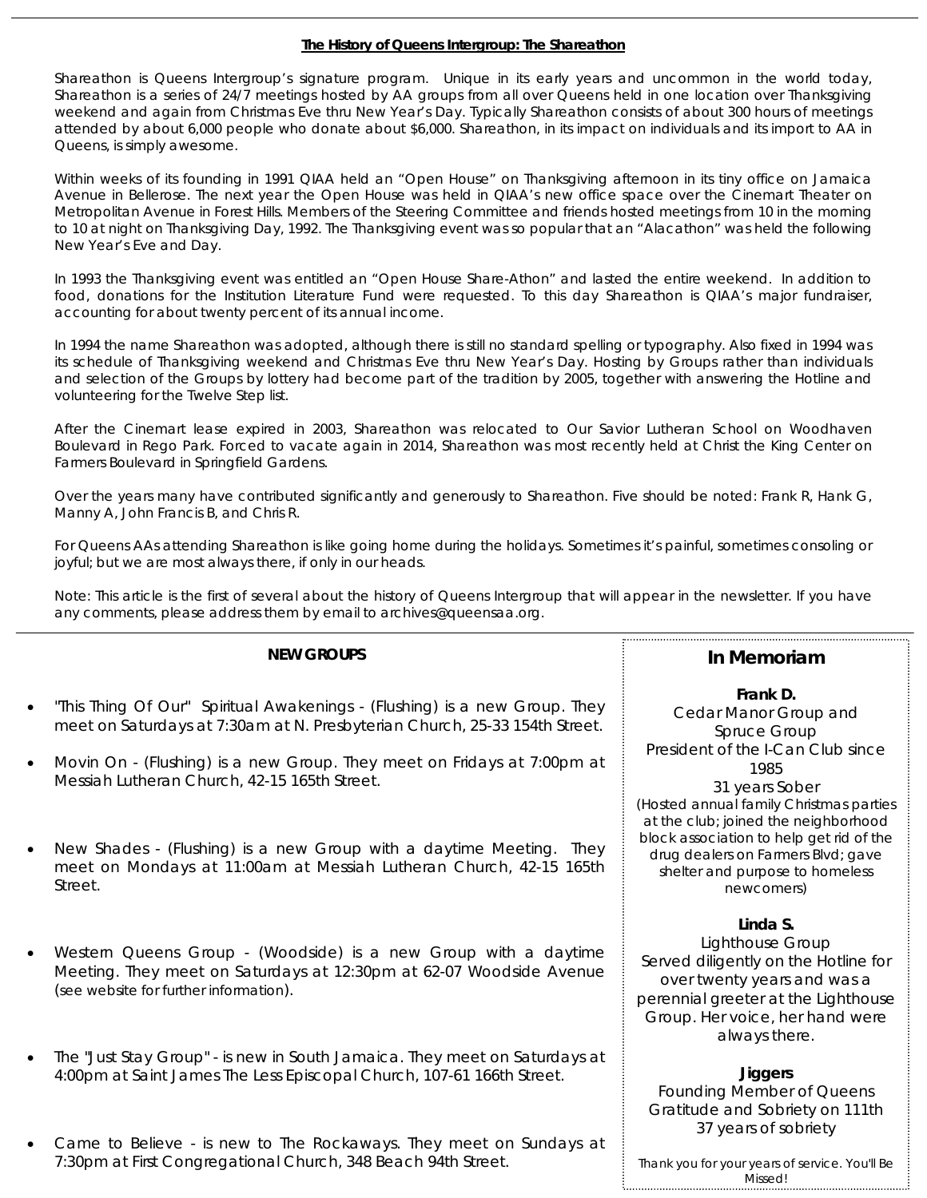## The History of Queens Intergroup: The Shareathon

Shareathon is Queens Intergroup's signature program. Unique in its early years and uncommon in the world today, Shareathon is a series of 24/7 meetings hosted by AA groups from all over Queens held in one location over Thanksgiving weekend and again from Christmas Eve thru New Year's Day. Typically Shareathon consists of about 300 hours of meetings attended by about 6,000 people who donate about $6,000. Shareathon, in its impact on individuals and its import to AA in Queens, is simply awesome.

Within weeks of its founding in 1991 QIAA held an "Open House" on Thanksgiving afternoon in its tiny office on Jamaica Avenue in Bellerose. The next year the Open House was held in QIAA's new office space over the Cinemart Theater on Metropolitan Avenue in Forest Hills. Members of the Steering Committee and friends hosted meetings from 10 in the morning to 10 at night on Thanksgiving Day, 1992. The Thanksgiving event was so popular that an "Alacathon" was held the following New Year's Eve and Day.

In 1993 the Thanksgiving event was entitled an "Open House Share-Athon" and lasted the entire weekend. In addition to food, donations for the Institution Literature Fund were requested. To this day Shareathon is QIAA's major fundraiser, accounting for about twenty percent of its annual income.

In 1994 the name Shareathon was adopted, although there is still no standard spelling or typography. Also fixed in 1994 was its schedule of Thanksgiving weekend and Christmas Eve thru New Year's Day. Hosting by Groups rather than individuals and selection of the Groups by lottery had become part of the tradition by 2005, together with answering the Hotline and volunteering for the Twelve Step list.

After the Cinemart lease expired in 2003, Shareathon was relocated to Our Savior Lutheran School on Woodhaven Boulevard in Rego Park. Forced to vacate again in 2014, Shareathon was most recently held at Christ the King Center on Farmers Boulevard in Springfield Gardens.

Over the years many have contributed significantly and generously to Shareathon. Five should be noted: Frank R, Hank G, Manny A, John Francis B, and Chris R.

For Queens AAs attending Shareathon is like going home during the holidays. Sometimes it's painful, sometimes consoling or joyful; but we are most always there, if only in our heads.

Note: This article is the first of several about the history of Queens Intergroup that will appear in the newsletter. If you have any comments, please address them by email to archives@queensaa.org.

## NEW GROUPS

- "This Thing Of Our" Spiritual Awakenings - (Flushing) is a new Group. They meet on Saturdays at 7:30am at N. Presbyterian Church, 25-33 154th Street.
- Movin On - (Flushing) is a new Group. They meet on Fridays at 7:00pm at Messiah Lutheran Church, 42-15 165th Street.
- New Shades - (Flushing) is a new Group with a daytime Meeting. They meet on Mondays at 11:00am at Messiah Lutheran Church, 42-15 165th Street.
- Western Queens Group - (Woodside) is a new Group with a daytime Meeting. They meet on Saturdays at 12:30pm at 62-07 Woodside Avenue (see website for further information).
- The "Just Stay Group" - is new in South Jamaica. They meet on Saturdays at 4:00pm at Saint James The Less Episcopal Church, 107-61 166th Street.
- Came to Believe - is new to The Rockaways. They meet on Sundays at 7:30pm at First Congregational Church, 348 Beach 94th Street.

## In Memoriam

**Frank D.**
Cedar Manor Group and Spruce Group
President of the I-Can Club since 1985
31 years Sober
(Hosted annual family Christmas parties at the club; joined the neighborhood block association to help get rid of the drug dealers on Farmers Blvd; gave shelter and purpose to homeless newcomers)

**Linda S.**
Lighthouse Group
Served diligently on the Hotline for over twenty years and was a perennial greeter at the Lighthouse Group. Her voice, her hand were always there.

**Jiggers**
Founding Member of Queens Gratitude and Sobriety on 111th
37 years of sobriety

Thank you for your years of service. You'll Be Missed!